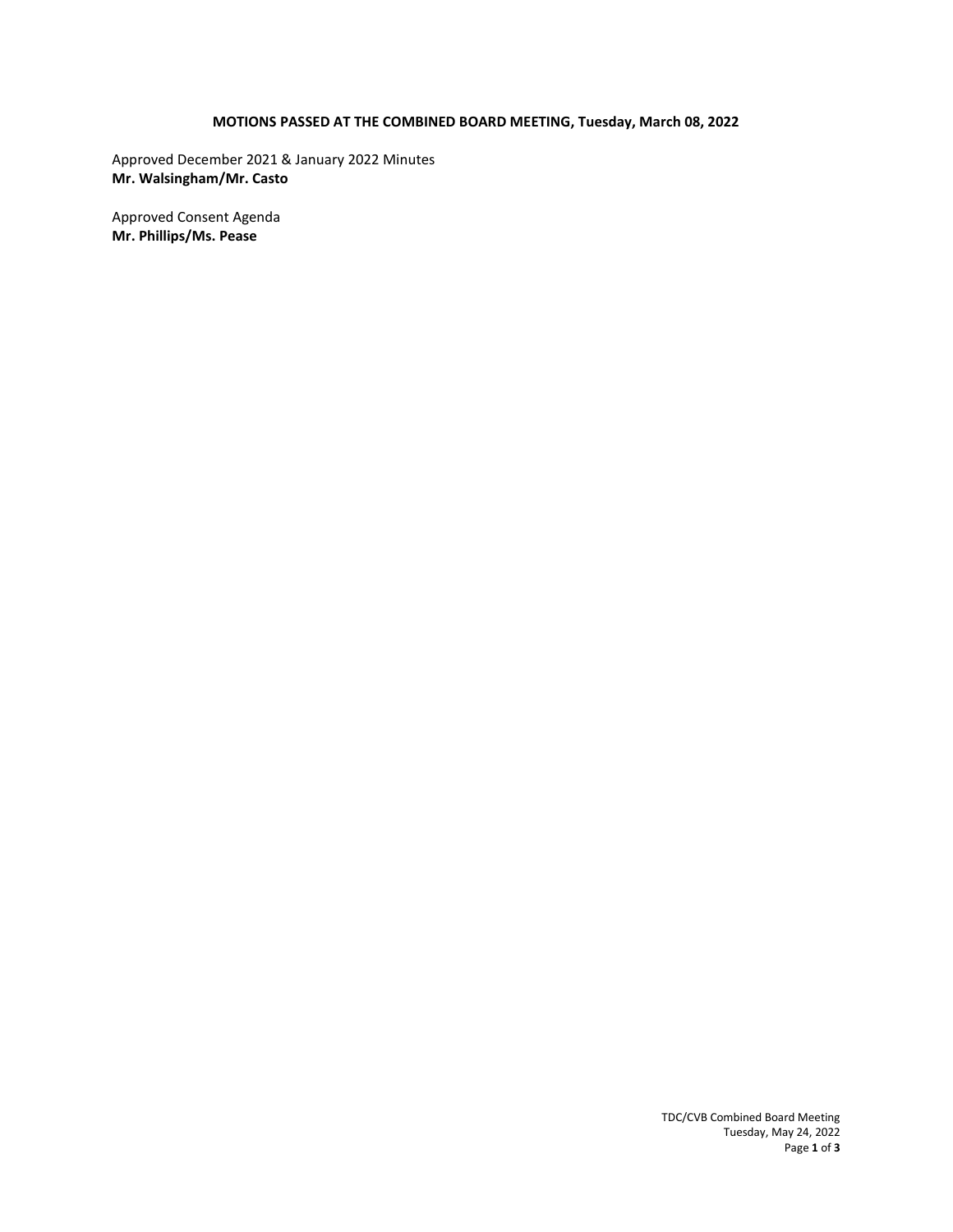**MOTIONS PASSED AT THE COMBINED BOARD MEETING, Tuesday, March 08, 2022**

Approved December 2021 & January 2022 Minutes
**Mr. Walsingham/Mr. Casto**

Approved Consent Agenda
**Mr. Phillips/Ms. Pease**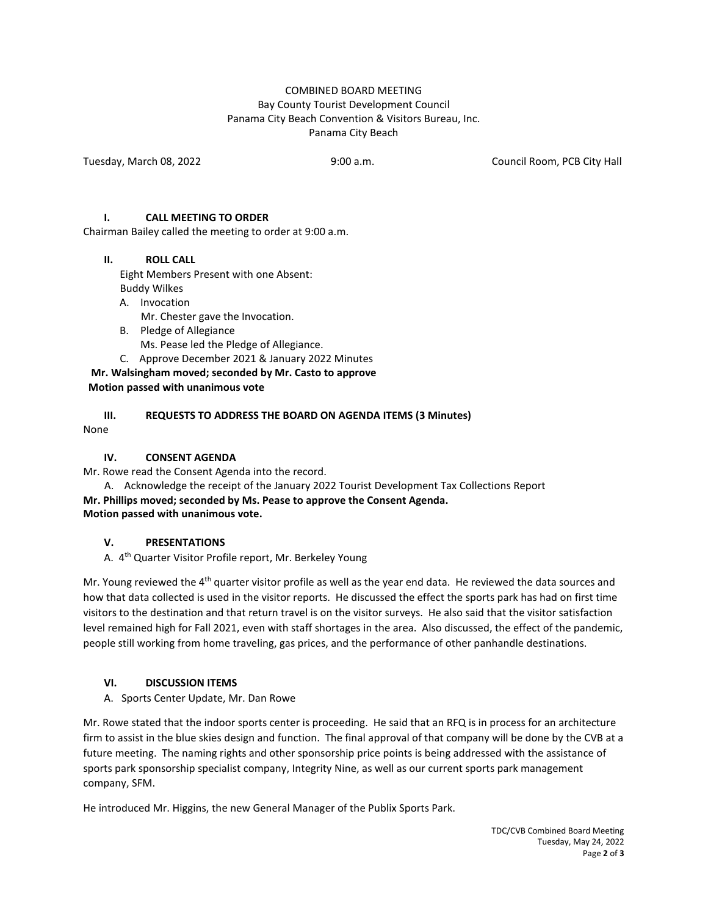COMBINED BOARD MEETING
Bay County Tourist Development Council
Panama City Beach Convention & Visitors Bureau, Inc.
Panama City Beach

Tuesday, March 08, 2022 9:00 a.m. Council Room, PCB City Hall

## I. CALL MEETING TO ORDER

Chairman Bailey called the meeting to order at 9:00 a.m.

## II. ROLL CALL

Eight Members Present with one Absent:
Buddy Wilkes

A. Invocation
Mr. Chester gave the Invocation.

B. Pledge of Allegiance
Ms. Pease led the Pledge of Allegiance.

C. Approve December 2021 & January 2022 Minutes

**Mr. Walsingham moved; seconded by Mr. Casto to approve**
**Motion passed with unanimous vote**

## III. REQUESTS TO ADDRESS THE BOARD ON AGENDA ITEMS (3 Minutes)

None

## IV. CONSENT AGENDA

Mr. Rowe read the Consent Agenda into the record.

A. Acknowledge the receipt of the January 2022 Tourist Development Tax Collections Report

**Mr. Phillips moved; seconded by Ms. Pease to approve the Consent Agenda.**
**Motion passed with unanimous vote.**

## V. PRESENTATIONS

A. 4th Quarter Visitor Profile report, Mr. Berkeley Young

Mr. Young reviewed the 4th quarter visitor profile as well as the year end data. He reviewed the data sources and how that data collected is used in the visitor reports. He discussed the effect the sports park has had on first time visitors to the destination and that return travel is on the visitor surveys. He also said that the visitor satisfaction level remained high for Fall 2021, even with staff shortages in the area. Also discussed, the effect of the pandemic, people still working from home traveling, gas prices, and the performance of other panhandle destinations.

## VI. DISCUSSION ITEMS

A. Sports Center Update, Mr. Dan Rowe

Mr. Rowe stated that the indoor sports center is proceeding. He said that an RFQ is in process for an architecture firm to assist in the blue skies design and function. The final approval of that company will be done by the CVB at a future meeting. The naming rights and other sponsorship price points is being addressed with the assistance of sports park sponsorship specialist company, Integrity Nine, as well as our current sports park management company, SFM.

He introduced Mr. Higgins, the new General Manager of the Publix Sports Park.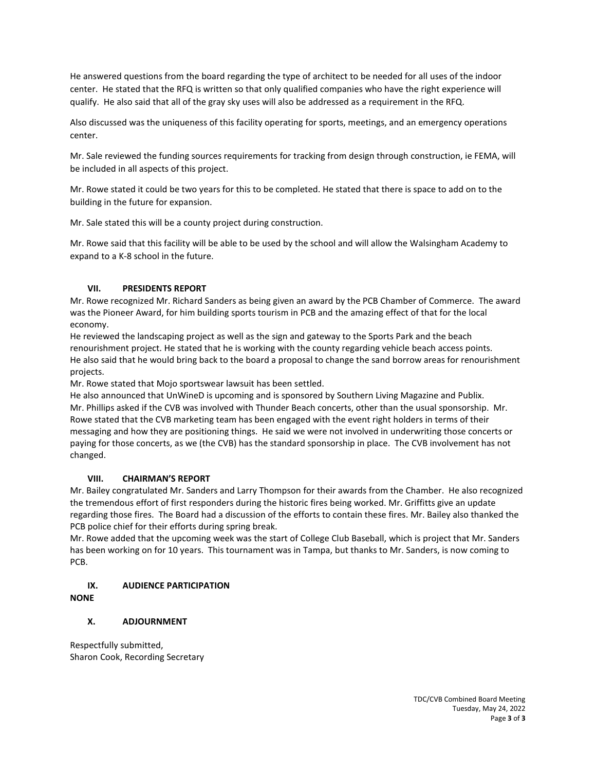He answered questions from the board regarding the type of architect to be needed for all uses of the indoor center. He stated that the RFQ is written so that only qualified companies who have the right experience will qualify. He also said that all of the gray sky uses will also be addressed as a requirement in the RFQ.

Also discussed was the uniqueness of this facility operating for sports, meetings, and an emergency operations center.

Mr. Sale reviewed the funding sources requirements for tracking from design through construction, ie FEMA, will be included in all aspects of this project.

Mr. Rowe stated it could be two years for this to be completed. He stated that there is space to add on to the building in the future for expansion.

Mr. Sale stated this will be a county project during construction.

Mr. Rowe said that this facility will be able to be used by the school and will allow the Walsingham Academy to expand to a K-8 school in the future.

## VII. PRESIDENTS REPORT

Mr. Rowe recognized Mr. Richard Sanders as being given an award by the PCB Chamber of Commerce. The award was the Pioneer Award, for him building sports tourism in PCB and the amazing effect of that for the local economy.
He reviewed the landscaping project as well as the sign and gateway to the Sports Park and the beach renourishment project. He stated that he is working with the county regarding vehicle beach access points.
He also said that he would bring back to the board a proposal to change the sand borrow areas for renourishment projects.
Mr. Rowe stated that Mojo sportswear lawsuit has been settled.
He also announced that UnWineD is upcoming and is sponsored by Southern Living Magazine and Publix.
Mr. Phillips asked if the CVB was involved with Thunder Beach concerts, other than the usual sponsorship. Mr. Rowe stated that the CVB marketing team has been engaged with the event right holders in terms of their messaging and how they are positioning things. He said we were not involved in underwriting those concerts or paying for those concerts, as we (the CVB) has the standard sponsorship in place. The CVB involvement has not changed.

## VIII. CHAIRMAN'S REPORT

Mr. Bailey congratulated Mr. Sanders and Larry Thompson for their awards from the Chamber. He also recognized the tremendous effort of first responders during the historic fires being worked. Mr. Griffitts give an update regarding those fires. The Board had a discussion of the efforts to contain these fires. Mr. Bailey also thanked the PCB police chief for their efforts during spring break.
Mr. Rowe added that the upcoming week was the start of College Club Baseball, which is project that Mr. Sanders has been working on for 10 years. This tournament was in Tampa, but thanks to Mr. Sanders, is now coming to PCB.

## IX. AUDIENCE PARTICIPATION

**NONE**

## X. ADJOURNMENT

Respectfully submitted,
Sharon Cook, Recording Secretary